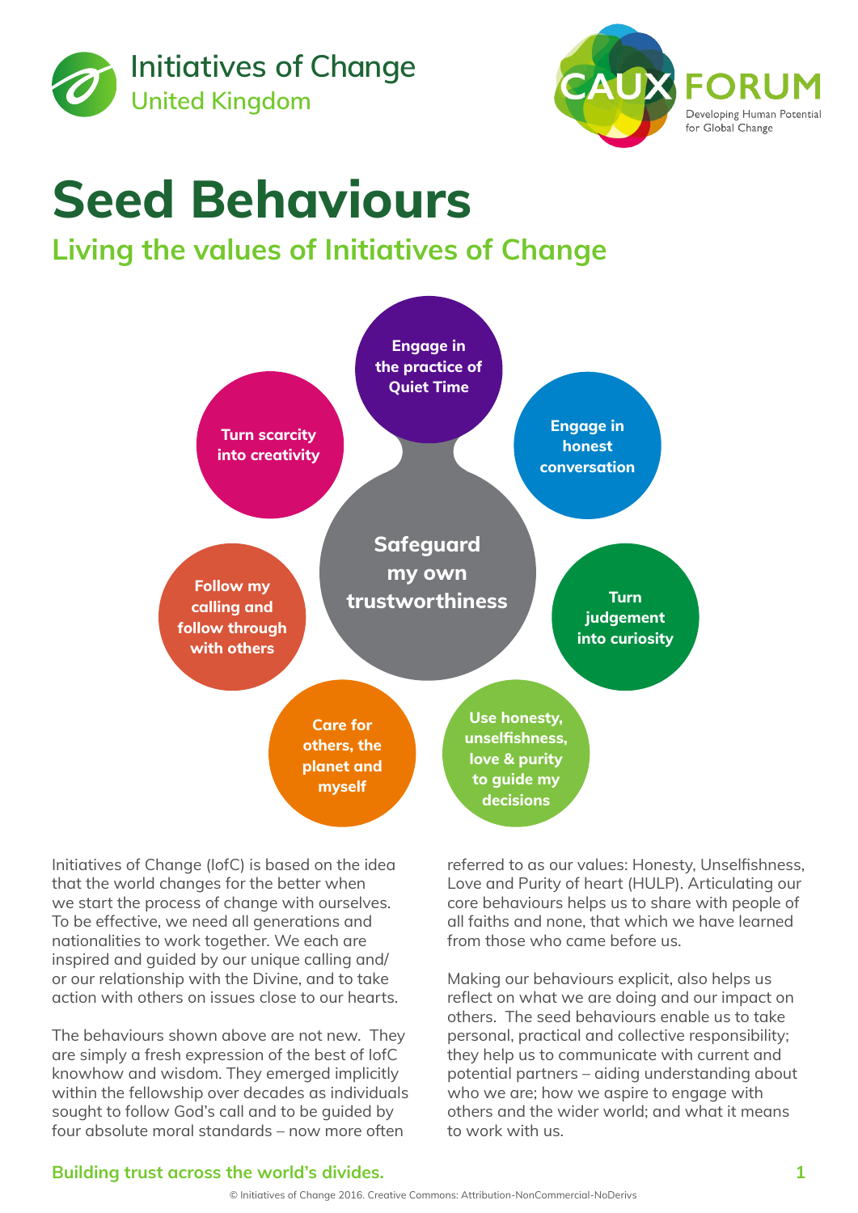Initiatives of Change
United Kingdom

CAUX FORUM
Developing Human Potential for Global Change

# Seed Behaviours

## Living the values of Initiatives of Change

Safeguard my own trustworthiness

Engage in the practice of Quiet Time

Engage in honest conversation

Turn judgement into curiosity

Use honesty, unselfishness, love & purity to guide my decisions

Care for others, the planet and myself

Follow my calling and follow through with others

Turn scarcity into creativity

Initiatives of Change (IofC) is based on the idea that the world changes for the better when we start the process of change with ourselves. To be effective, we need all generations and nationalities to work together. We each are inspired and guided by our unique calling and/or our relationship with the Divine, and to take action with others on issues close to our hearts.

The behaviours shown above are not new. They are simply a fresh expression of the best of IofC knowhow and wisdom. They emerged implicitly within the fellowship over decades as individuals sought to follow God's call and to be guided by four absolute moral standards – now more often referred to as our values: Honesty, Unselfishness, Love and Purity of heart (HULP). Articulating our core behaviours helps us to share with people of all faiths and none, that which we have learned from those who came before us.

Making our behaviours explicit, also helps us reflect on what we are doing and our impact on others. The seed behaviours enable us to take personal, practical and collective responsibility; they help us to communicate with current and potential partners – aiding understanding about who we are; how we aspire to engage with others and the wider world; and what it means to work with us.

**Building trust across the world's divides.**

© Initiatives of Change 2016. Creative Commons: Attribution-NonCommercial-NoDerivs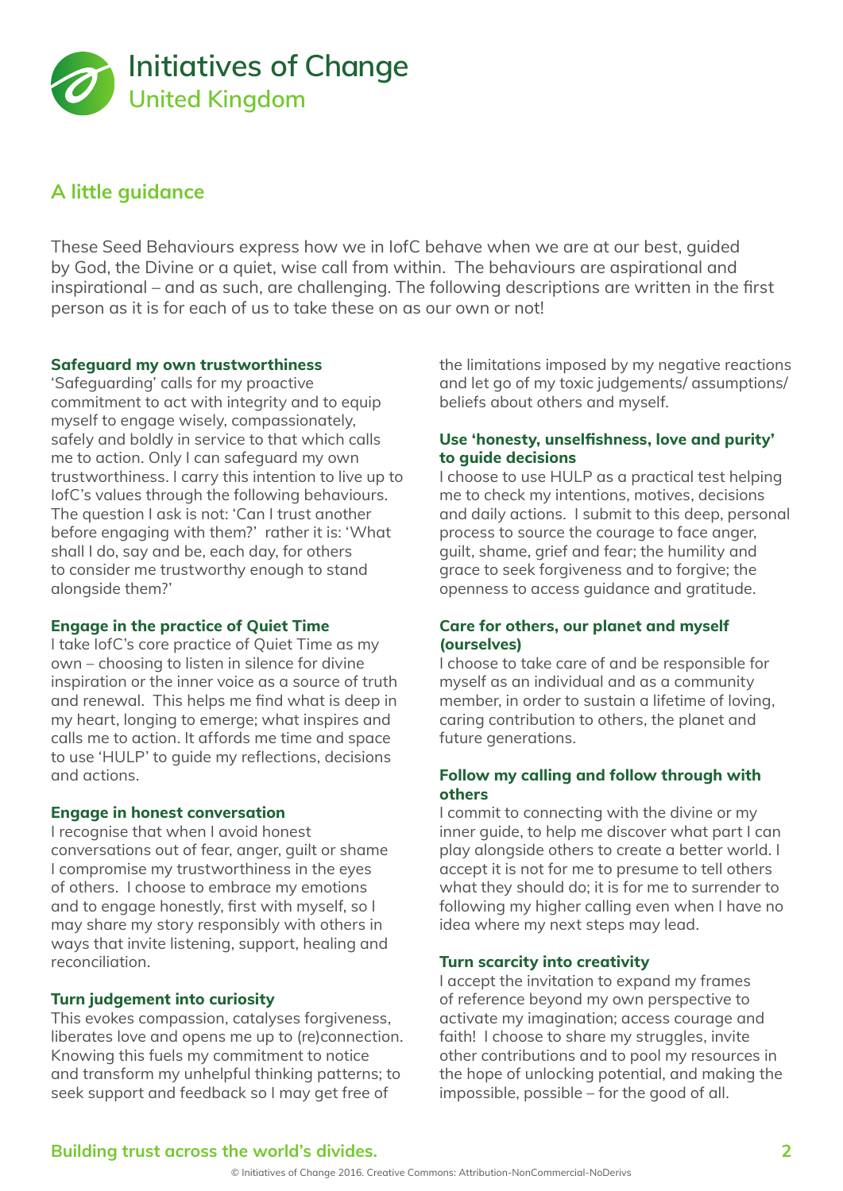# Initiatives of Change
## United Kingdom

## A little guidance

These Seed Behaviours express how we in IofC behave when we are at our best, guided by God, the Divine or a quiet, wise call from within. The behaviours are aspirational and inspirational – and as such, are challenging. The following descriptions are written in the first person as it is for each of us to take these on as our own or not!

**Safeguard my own trustworthiness**
'Safeguarding' calls for my proactive commitment to act with integrity and to equip myself to engage wisely, compassionately, safely and boldly in service to that which calls me to action. Only I can safeguard my own trustworthiness. I carry this intention to live up to IofC's values through the following behaviours. The question I ask is not: 'Can I trust another before engaging with them?' rather it is: 'What shall I do, say and be, each day, for others to consider me trustworthy enough to stand alongside them?'

**Engage in the practice of Quiet Time**
I take IofC's core practice of Quiet Time as my own – choosing to listen in silence for divine inspiration or the inner voice as a source of truth and renewal. This helps me find what is deep in my heart, longing to emerge; what inspires and calls me to action. It affords me time and space to use 'HULP' to guide my reflections, decisions and actions.

**Engage in honest conversation**
I recognise that when I avoid honest conversations out of fear, anger, guilt or shame I compromise my trustworthiness in the eyes of others. I choose to embrace my emotions and to engage honestly, first with myself, so I may share my story responsibly with others in ways that invite listening, support, healing and reconciliation.

**Turn judgement into curiosity**
This evokes compassion, catalyses forgiveness, liberates love and opens me up to (re)connection. Knowing this fuels my commitment to notice and transform my unhelpful thinking patterns; to seek support and feedback so I may get free of the limitations imposed by my negative reactions and let go of my toxic judgements/ assumptions/ beliefs about others and myself.

**Use 'honesty, unselfishness, love and purity' to guide decisions**
I choose to use HULP as a practical test helping me to check my intentions, motives, decisions and daily actions. I submit to this deep, personal process to source the courage to face anger, guilt, shame, grief and fear; the humility and grace to seek forgiveness and to forgive; the openness to access guidance and gratitude.

**Care for others, our planet and myself (ourselves)**
I choose to take care of and be responsible for myself as an individual and as a community member, in order to sustain a lifetime of loving, caring contribution to others, the planet and future generations.

**Follow my calling and follow through with others**
I commit to connecting with the divine or my inner guide, to help me discover what part I can play alongside others to create a better world. I accept it is not for me to presume to tell others what they should do; it is for me to surrender to following my higher calling even when I have no idea where my next steps may lead.

**Turn scarcity into creativity**
I accept the invitation to expand my frames of reference beyond my own perspective to activate my imagination; access courage and faith! I choose to share my struggles, invite other contributions and to pool my resources in the hope of unlocking potential, and making the impossible, possible – for the good of all.

**Building trust across the world's divides.**

© Initiatives of Change 2016. Creative Commons: Attribution-NonCommercial-NoDerivs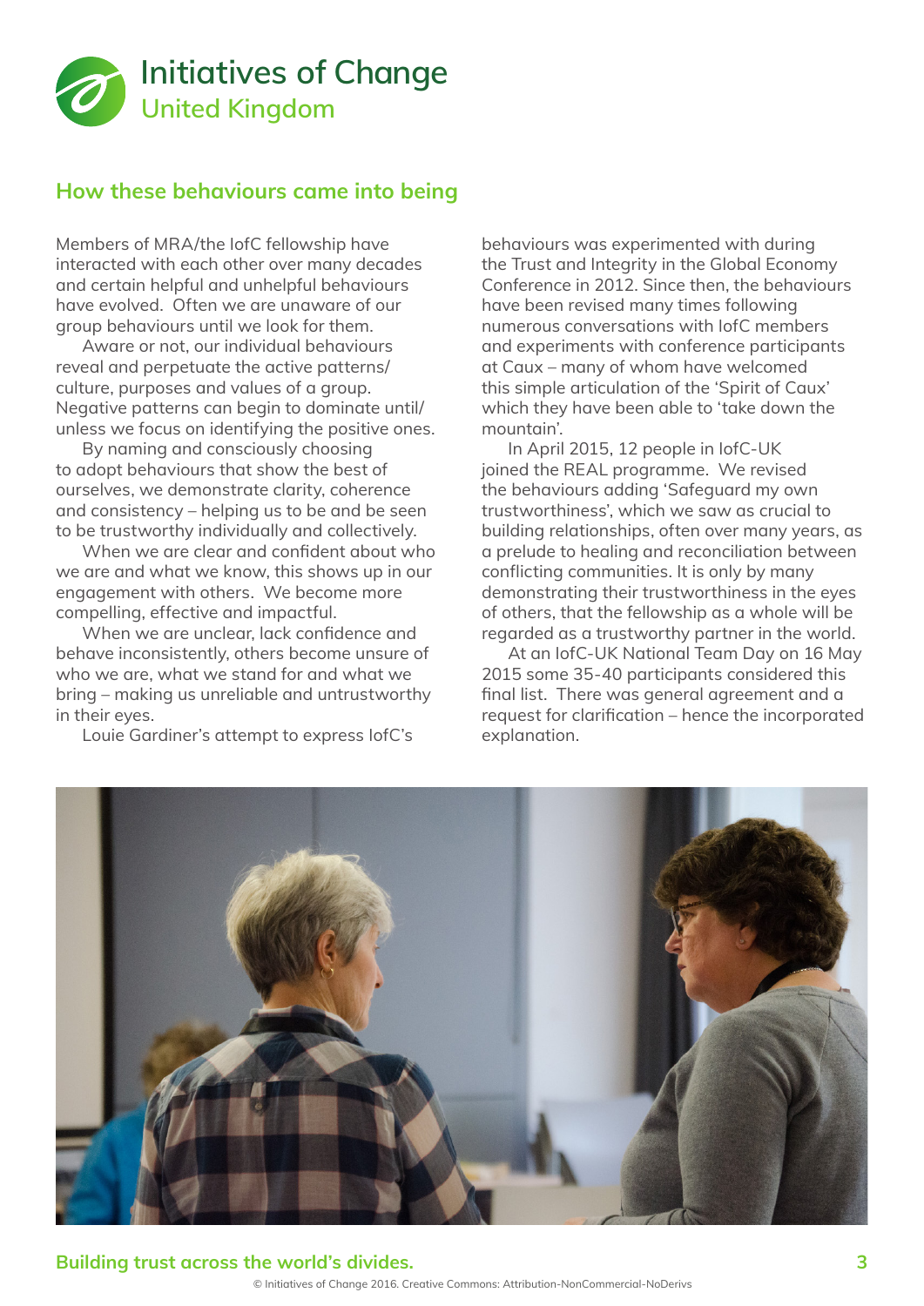## How these behaviours came into being

Members of MRA/the IofC fellowship have interacted with each other over many decades and certain helpful and unhelpful behaviours have evolved. Often we are unaware of our group behaviours until we look for them.

Aware or not, our individual behaviours reveal and perpetuate the active patterns/culture, purposes and values of a group. Negative patterns can begin to dominate until/unless we focus on identifying the positive ones.

By naming and consciously choosing to adopt behaviours that show the best of ourselves, we demonstrate clarity, coherence and consistency – helping us to be and be seen to be trustworthy individually and collectively.

When we are clear and confident about who we are and what we know, this shows up in our engagement with others. We become more compelling, effective and impactful.

When we are unclear, lack confidence and behave inconsistently, others become unsure of who we are, what we stand for and what we bring – making us unreliable and untrustworthy in their eyes.

Louie Gardiner's attempt to express IofC's behaviours was experimented with during the Trust and Integrity in the Global Economy Conference in 2012. Since then, the behaviours have been revised many times following numerous conversations with IofC members and experiments with conference participants at Caux – many of whom have welcomed this simple articulation of the 'Spirit of Caux' which they have been able to 'take down the mountain'.

In April 2015, 12 people in IofC-UK joined the REAL programme. We revised the behaviours adding 'Safeguard my own trustworthiness', which we saw as crucial to building relationships, often over many years, as a prelude to healing and reconciliation between conflicting communities. It is only by many demonstrating their trustworthiness in the eyes of others, that the fellowship as a whole will be regarded as a trustworthy partner in the world.

At an IofC-UK National Team Day on 16 May 2015 some 35-40 participants considered this final list. There was general agreement and a request for clarification – hence the incorporated explanation.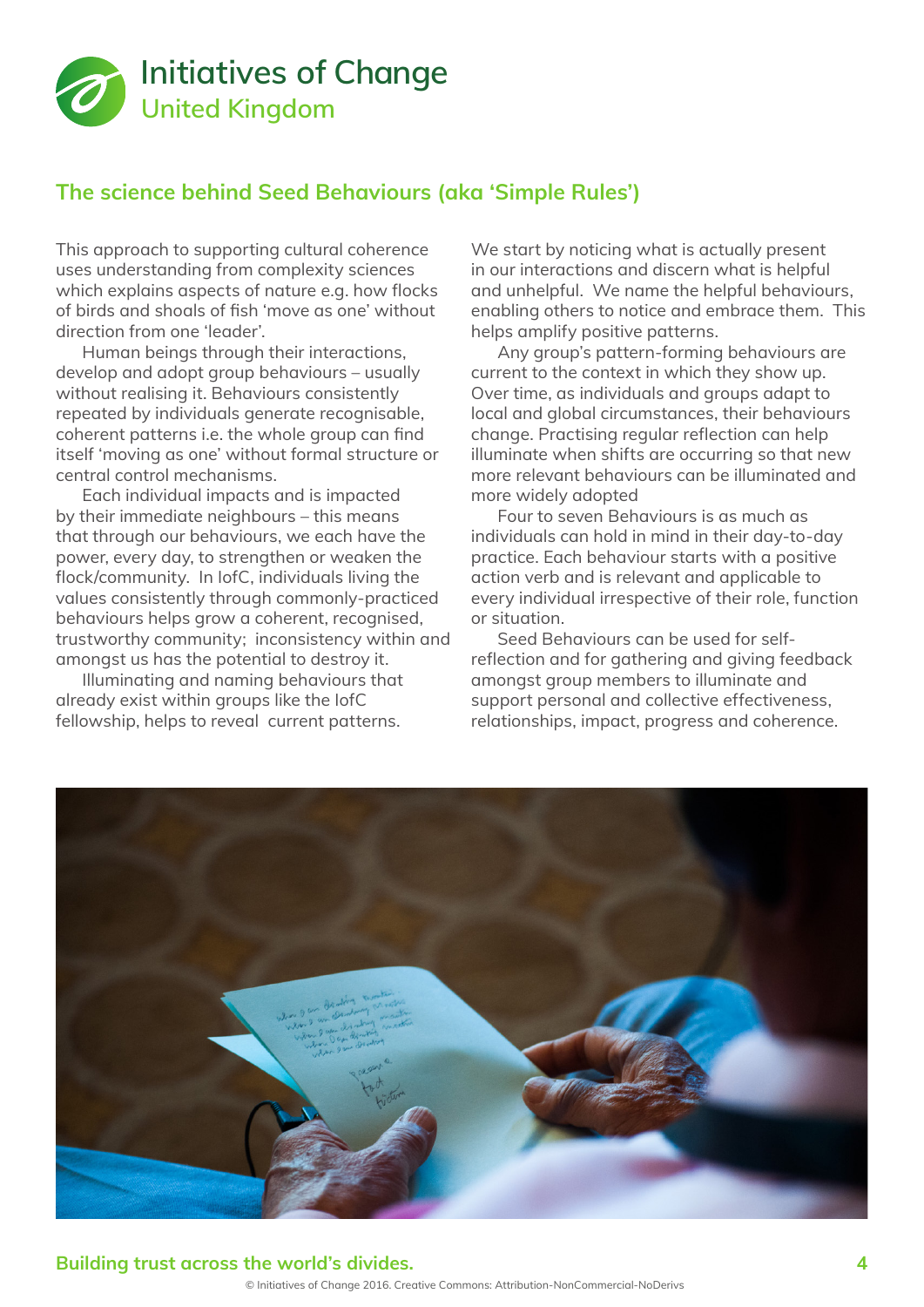# Initiatives of Change
## United Kingdom

## The science behind Seed Behaviours (aka 'Simple Rules')

This approach to supporting cultural coherence uses understanding from complexity sciences which explains aspects of nature e.g. how flocks of birds and shoals of fish 'move as one' without direction from one 'leader'.

Human beings through their interactions, develop and adopt group behaviours – usually without realising it. Behaviours consistently repeated by individuals generate recognisable, coherent patterns i.e. the whole group can find itself 'moving as one' without formal structure or central control mechanisms.

Each individual impacts and is impacted by their immediate neighbours – this means that through our behaviours, we each have the power, every day, to strengthen or weaken the flock/community. In IofC, individuals living the values consistently through commonly-practiced behaviours helps grow a coherent, recognised, trustworthy community; inconsistency within and amongst us has the potential to destroy it.

Illuminating and naming behaviours that already exist within groups like the IofC fellowship, helps to reveal current patterns.

We start by noticing what is actually present in our interactions and discern what is helpful and unhelpful. We name the helpful behaviours, enabling others to notice and embrace them. This helps amplify positive patterns.

Any group's pattern-forming behaviours are current to the context in which they show up. Over time, as individuals and groups adapt to local and global circumstances, their behaviours change. Practising regular reflection can help illuminate when shifts are occurring so that new more relevant behaviours can be illuminated and more widely adopted

Four to seven Behaviours is as much as individuals can hold in mind in their day-to-day practice. Each behaviour starts with a positive action verb and is relevant and applicable to every individual irrespective of their role, function or situation.

Seed Behaviours can be used for self-reflection and for gathering and giving feedback amongst group members to illuminate and support personal and collective effectiveness, relationships, impact, progress and coherence.

**Building trust across the world's divides.**

© Initiatives of Change 2016. Creative Commons: Attribution-NonCommercial-NoDerivs